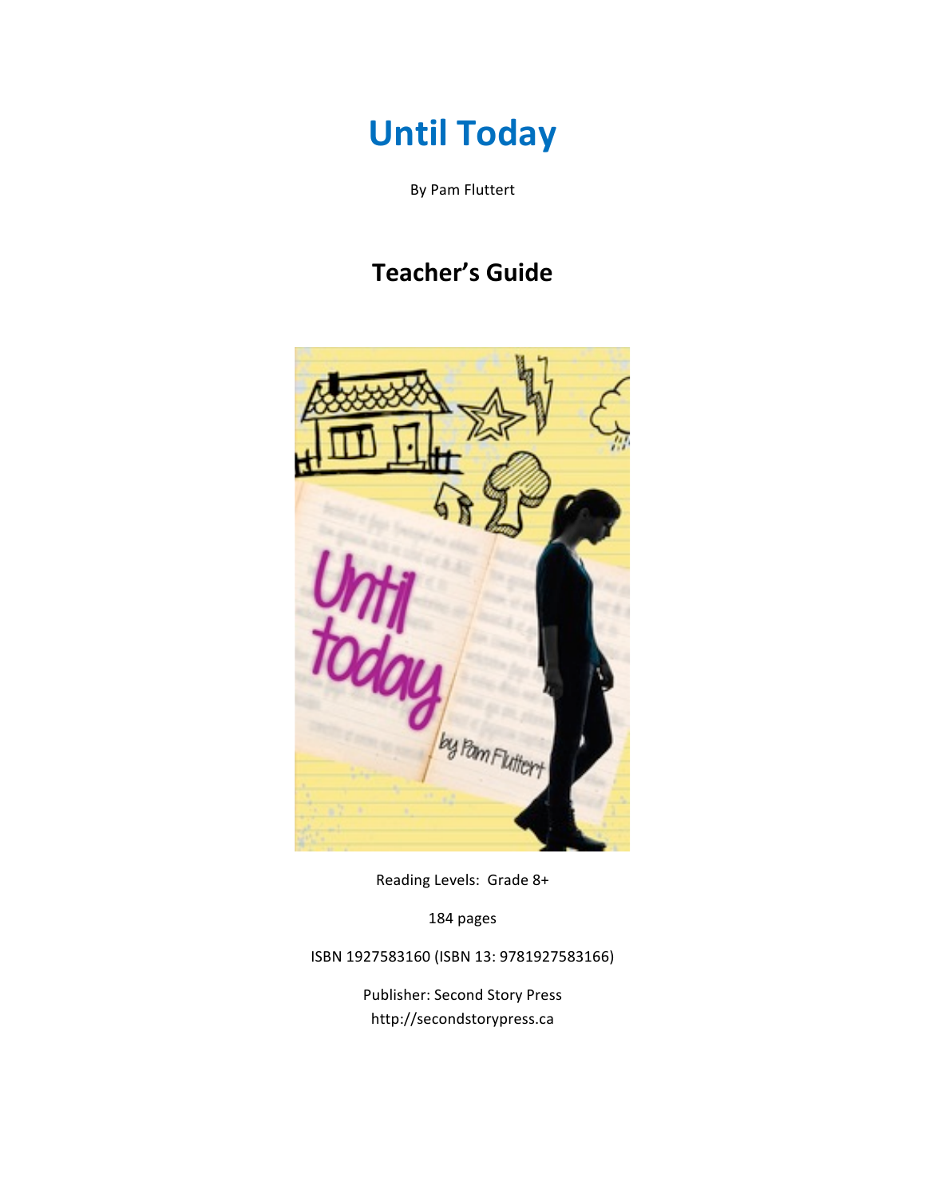# Until Today

By Pam Fluttert

## Teacher's Guide

Reading Levels: Grade 8+

184 pages

ISBN 1927583160 (ISBN 13: 9781927583166)

Publisher: Second Story Press
http://secondstorypress.ca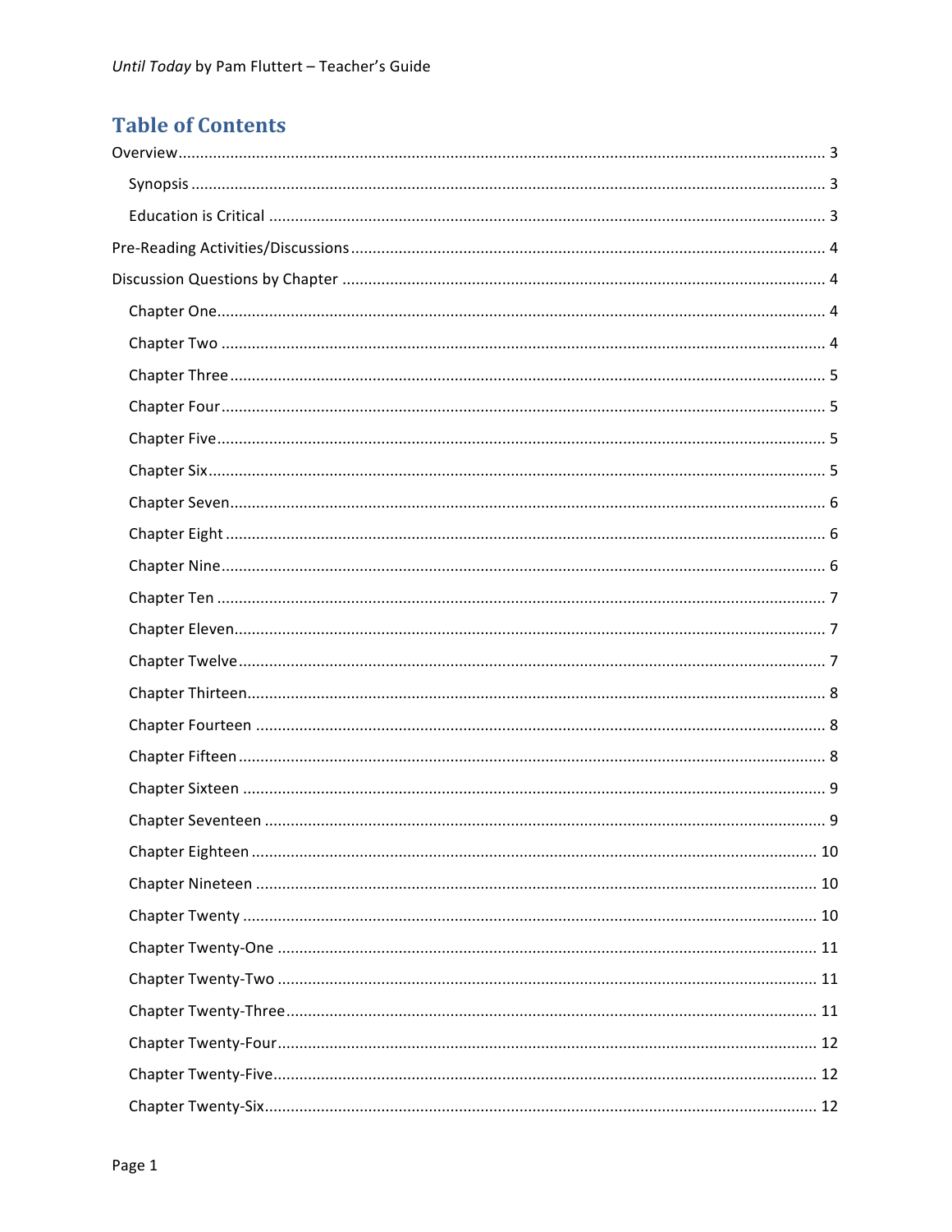## Table of Contents

Overview ..... 3

- Synopsis ..... 3
- Education is Critical ..... 3

Pre-Reading Activities/Discussions ..... 4

Discussion Questions by Chapter ..... 4

- Chapter One ..... 4
- Chapter Two ..... 4
- Chapter Three ..... 5
- Chapter Four ..... 5
- Chapter Five ..... 5
- Chapter Six ..... 5
- Chapter Seven ..... 6
- Chapter Eight ..... 6
- Chapter Nine ..... 6
- Chapter Ten ..... 7
- Chapter Eleven ..... 7
- Chapter Twelve ..... 7
- Chapter Thirteen ..... 8
- Chapter Fourteen ..... 8
- Chapter Fifteen ..... 8
- Chapter Sixteen ..... 9
- Chapter Seventeen ..... 9
- Chapter Eighteen ..... 10
- Chapter Nineteen ..... 10
- Chapter Twenty ..... 10
- Chapter Twenty-One ..... 11
- Chapter Twenty-Two ..... 11
- Chapter Twenty-Three ..... 11
- Chapter Twenty-Four ..... 12
- Chapter Twenty-Five ..... 12
- Chapter Twenty-Six ..... 12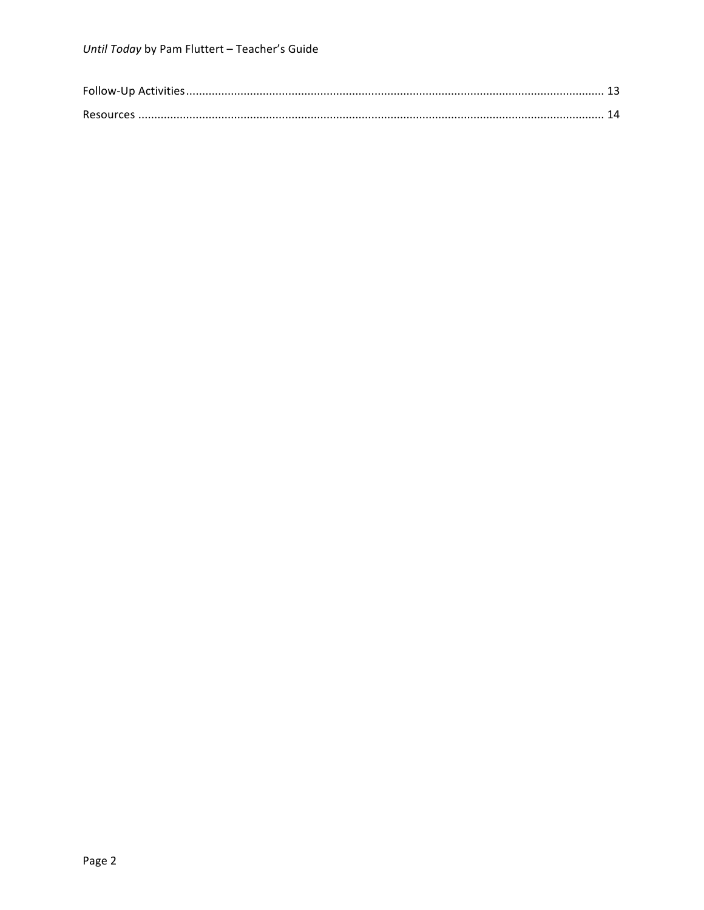Follow-Up Activities .................................................................................................................................. 13

Resources ................................................................................................................................................ 14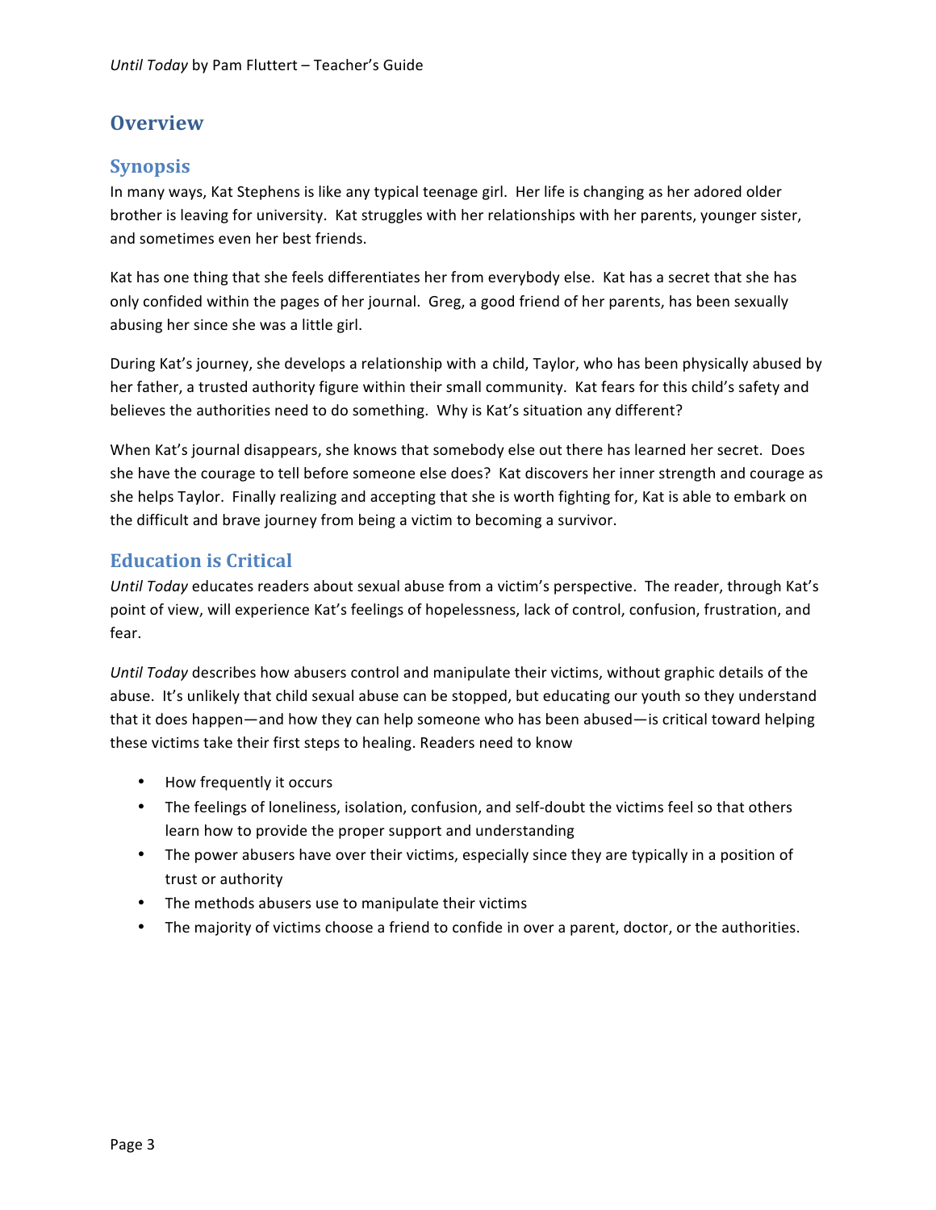# Overview

## Synopsis

In many ways, Kat Stephens is like any typical teenage girl. Her life is changing as her adored older brother is leaving for university. Kat struggles with her relationships with her parents, younger sister, and sometimes even her best friends.

Kat has one thing that she feels differentiates her from everybody else. Kat has a secret that she has only confided within the pages of her journal. Greg, a good friend of her parents, has been sexually abusing her since she was a little girl.

During Kat's journey, she develops a relationship with a child, Taylor, who has been physically abused by her father, a trusted authority figure within their small community. Kat fears for this child's safety and believes the authorities need to do something. Why is Kat's situation any different?

When Kat's journal disappears, she knows that somebody else out there has learned her secret. Does she have the courage to tell before someone else does? Kat discovers her inner strength and courage as she helps Taylor. Finally realizing and accepting that she is worth fighting for, Kat is able to embark on the difficult and brave journey from being a victim to becoming a survivor.

## Education is Critical

*Until Today* educates readers about sexual abuse from a victim's perspective. The reader, through Kat's point of view, will experience Kat's feelings of hopelessness, lack of control, confusion, frustration, and fear.

*Until Today* describes how abusers control and manipulate their victims, without graphic details of the abuse. It's unlikely that child sexual abuse can be stopped, but educating our youth so they understand that it does happen—and how they can help someone who has been abused—is critical toward helping these victims take their first steps to healing. Readers need to know

- How frequently it occurs
- The feelings of loneliness, isolation, confusion, and self-doubt the victims feel so that others learn how to provide the proper support and understanding
- The power abusers have over their victims, especially since they are typically in a position of trust or authority
- The methods abusers use to manipulate their victims
- The majority of victims choose a friend to confide in over a parent, doctor, or the authorities.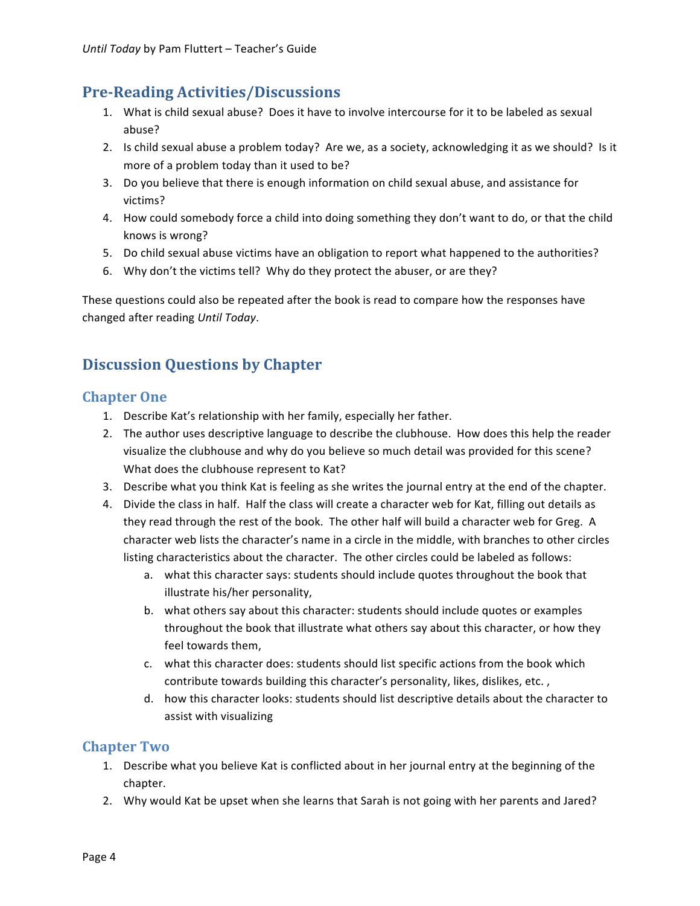## Pre-Reading Activities/Discussions

1. What is child sexual abuse? Does it have to involve intercourse for it to be labeled as sexual abuse?
2. Is child sexual abuse a problem today? Are we, as a society, acknowledging it as we should? Is it more of a problem today than it used to be?
3. Do you believe that there is enough information on child sexual abuse, and assistance for victims?
4. How could somebody force a child into doing something they don't want to do, or that the child knows is wrong?
5. Do child sexual abuse victims have an obligation to report what happened to the authorities?
6. Why don't the victims tell? Why do they protect the abuser, or are they?

These questions could also be repeated after the book is read to compare how the responses have changed after reading *Until Today*.

## Discussion Questions by Chapter

### Chapter One

1. Describe Kat's relationship with her family, especially her father.
2. The author uses descriptive language to describe the clubhouse. How does this help the reader visualize the clubhouse and why do you believe so much detail was provided for this scene? What does the clubhouse represent to Kat?
3. Describe what you think Kat is feeling as she writes the journal entry at the end of the chapter.
4. Divide the class in half. Half the class will create a character web for Kat, filling out details as they read through the rest of the book. The other half will build a character web for Greg. A character web lists the character's name in a circle in the middle, with branches to other circles listing characteristics about the character. The other circles could be labeled as follows:
   a. what this character says: students should include quotes throughout the book that illustrate his/her personality,
   b. what others say about this character: students should include quotes or examples throughout the book that illustrate what others say about this character, or how they feel towards them,
   c. what this character does: students should list specific actions from the book which contribute towards building this character's personality, likes, dislikes, etc. ,
   d. how this character looks: students should list descriptive details about the character to assist with visualizing

### Chapter Two

1. Describe what you believe Kat is conflicted about in her journal entry at the beginning of the chapter.
2. Why would Kat be upset when she learns that Sarah is not going with her parents and Jared?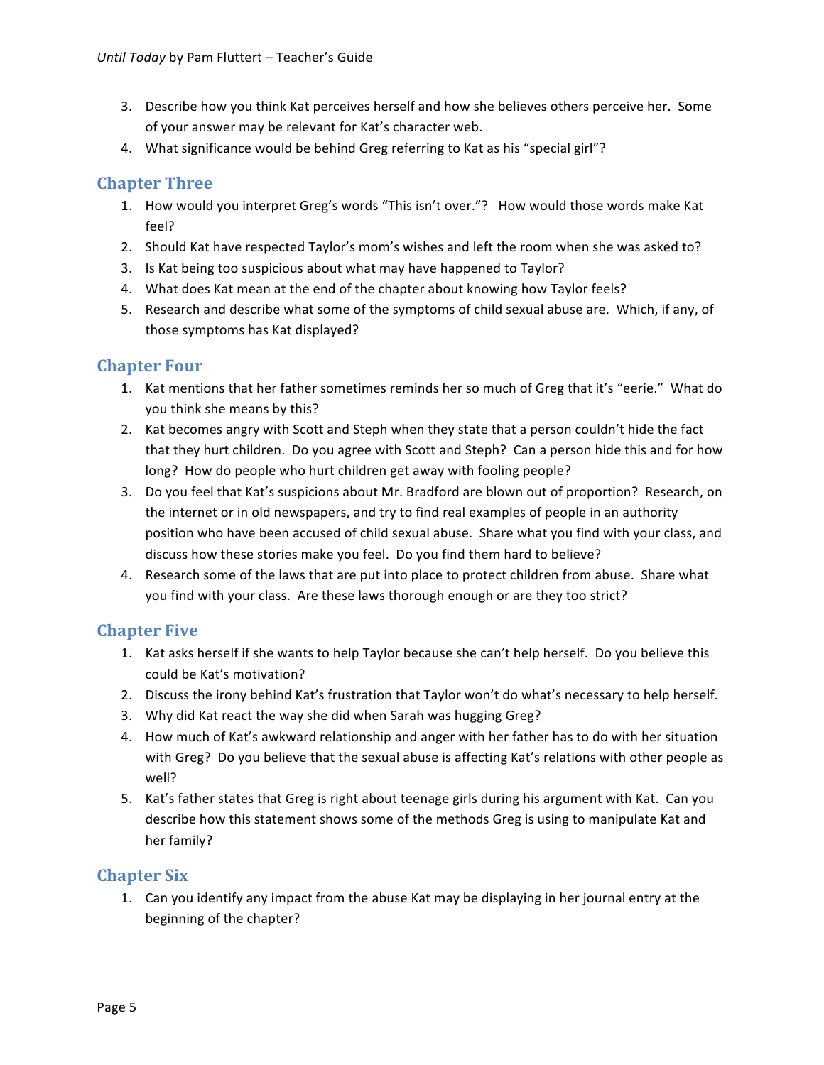3. Describe how you think Kat perceives herself and how she believes others perceive her. Some of your answer may be relevant for Kat's character web.
4. What significance would be behind Greg referring to Kat as his "special girl"?

## Chapter Three

1. How would you interpret Greg's words "This isn't over."? How would those words make Kat feel?
2. Should Kat have respected Taylor's mom's wishes and left the room when she was asked to?
3. Is Kat being too suspicious about what may have happened to Taylor?
4. What does Kat mean at the end of the chapter about knowing how Taylor feels?
5. Research and describe what some of the symptoms of child sexual abuse are. Which, if any, of those symptoms has Kat displayed?

## Chapter Four

1. Kat mentions that her father sometimes reminds her so much of Greg that it's "eerie." What do you think she means by this?
2. Kat becomes angry with Scott and Steph when they state that a person couldn't hide the fact that they hurt children. Do you agree with Scott and Steph? Can a person hide this and for how long? How do people who hurt children get away with fooling people?
3. Do you feel that Kat's suspicions about Mr. Bradford are blown out of proportion? Research, on the internet or in old newspapers, and try to find real examples of people in an authority position who have been accused of child sexual abuse. Share what you find with your class, and discuss how these stories make you feel. Do you find them hard to believe?
4. Research some of the laws that are put into place to protect children from abuse. Share what you find with your class. Are these laws thorough enough or are they too strict?

## Chapter Five

1. Kat asks herself if she wants to help Taylor because she can't help herself. Do you believe this could be Kat's motivation?
2. Discuss the irony behind Kat's frustration that Taylor won't do what's necessary to help herself.
3. Why did Kat react the way she did when Sarah was hugging Greg?
4. How much of Kat's awkward relationship and anger with her father has to do with her situation with Greg? Do you believe that the sexual abuse is affecting Kat's relations with other people as well?
5. Kat's father states that Greg is right about teenage girls during his argument with Kat. Can you describe how this statement shows some of the methods Greg is using to manipulate Kat and her family?

## Chapter Six

1. Can you identify any impact from the abuse Kat may be displaying in her journal entry at the beginning of the chapter?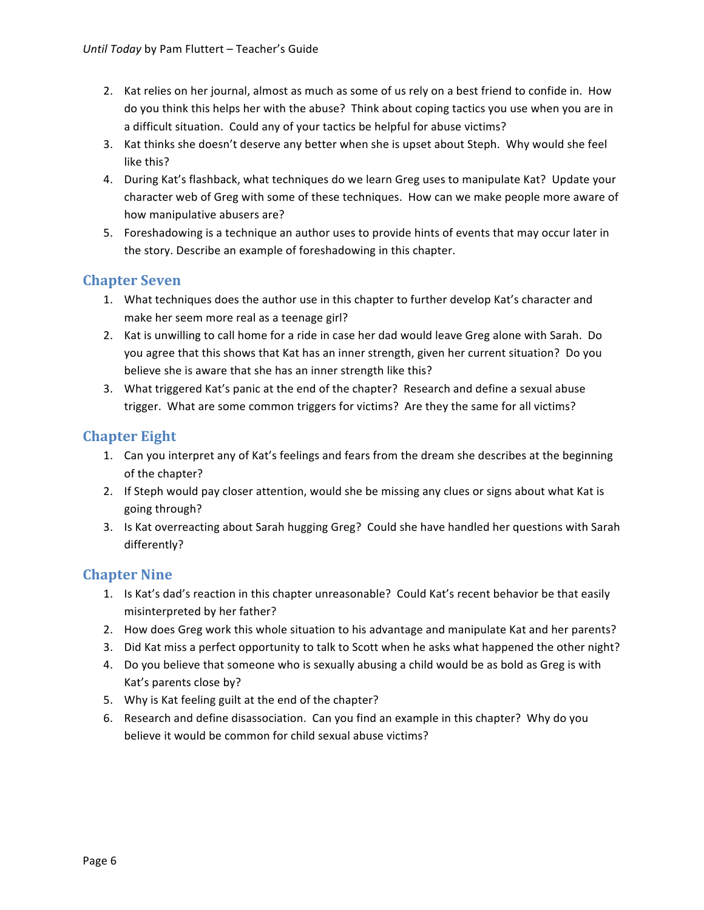2. Kat relies on her journal, almost as much as some of us rely on a best friend to confide in. How do you think this helps her with the abuse? Think about coping tactics you use when you are in a difficult situation. Could any of your tactics be helpful for abuse victims?
3. Kat thinks she doesn't deserve any better when she is upset about Steph. Why would she feel like this?
4. During Kat's flashback, what techniques do we learn Greg uses to manipulate Kat? Update your character web of Greg with some of these techniques. How can we make people more aware of how manipulative abusers are?
5. Foreshadowing is a technique an author uses to provide hints of events that may occur later in the story. Describe an example of foreshadowing in this chapter.

## Chapter Seven

1. What techniques does the author use in this chapter to further develop Kat's character and make her seem more real as a teenage girl?
2. Kat is unwilling to call home for a ride in case her dad would leave Greg alone with Sarah. Do you agree that this shows that Kat has an inner strength, given her current situation? Do you believe she is aware that she has an inner strength like this?
3. What triggered Kat's panic at the end of the chapter? Research and define a sexual abuse trigger. What are some common triggers for victims? Are they the same for all victims?

## Chapter Eight

1. Can you interpret any of Kat's feelings and fears from the dream she describes at the beginning of the chapter?
2. If Steph would pay closer attention, would she be missing any clues or signs about what Kat is going through?
3. Is Kat overreacting about Sarah hugging Greg? Could she have handled her questions with Sarah differently?

## Chapter Nine

1. Is Kat's dad's reaction in this chapter unreasonable? Could Kat's recent behavior be that easily misinterpreted by her father?
2. How does Greg work this whole situation to his advantage and manipulate Kat and her parents?
3. Did Kat miss a perfect opportunity to talk to Scott when he asks what happened the other night?
4. Do you believe that someone who is sexually abusing a child would be as bold as Greg is with Kat's parents close by?
5. Why is Kat feeling guilt at the end of the chapter?
6. Research and define disassociation. Can you find an example in this chapter? Why do you believe it would be common for child sexual abuse victims?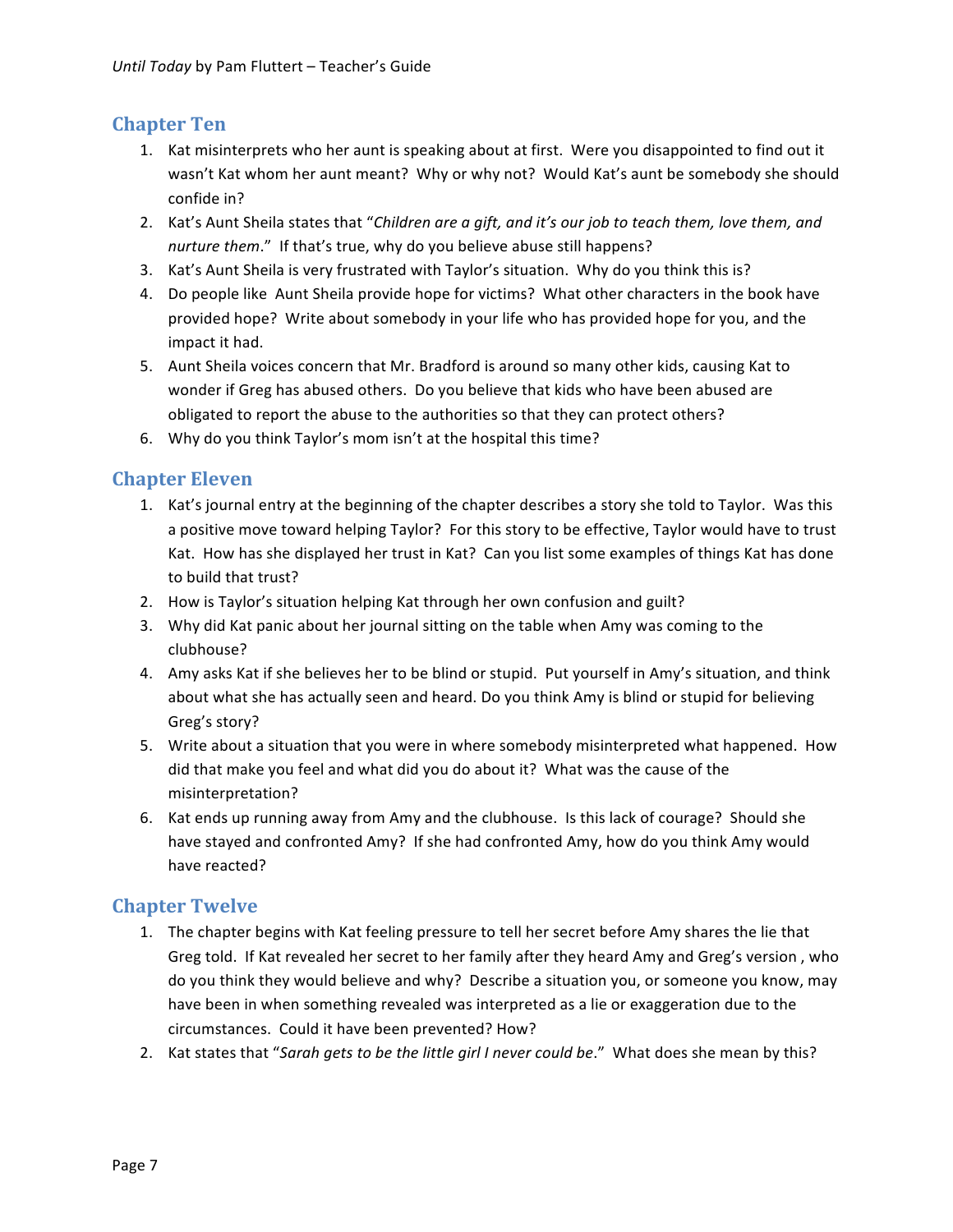## Chapter Ten

1. Kat misinterprets who her aunt is speaking about at first. Were you disappointed to find out it wasn't Kat whom her aunt meant? Why or why not? Would Kat's aunt be somebody she should confide in?
2. Kat's Aunt Sheila states that "*Children are a gift, and it's our job to teach them, love them, and nurture them*." If that's true, why do you believe abuse still happens?
3. Kat's Aunt Sheila is very frustrated with Taylor's situation. Why do you think this is?
4. Do people like Aunt Sheila provide hope for victims? What other characters in the book have provided hope? Write about somebody in your life who has provided hope for you, and the impact it had.
5. Aunt Sheila voices concern that Mr. Bradford is around so many other kids, causing Kat to wonder if Greg has abused others. Do you believe that kids who have been abused are obligated to report the abuse to the authorities so that they can protect others?
6. Why do you think Taylor's mom isn't at the hospital this time?

## Chapter Eleven

1. Kat's journal entry at the beginning of the chapter describes a story she told to Taylor. Was this a positive move toward helping Taylor? For this story to be effective, Taylor would have to trust Kat. How has she displayed her trust in Kat? Can you list some examples of things Kat has done to build that trust?
2. How is Taylor's situation helping Kat through her own confusion and guilt?
3. Why did Kat panic about her journal sitting on the table when Amy was coming to the clubhouse?
4. Amy asks Kat if she believes her to be blind or stupid. Put yourself in Amy's situation, and think about what she has actually seen and heard. Do you think Amy is blind or stupid for believing Greg's story?
5. Write about a situation that you were in where somebody misinterpreted what happened. How did that make you feel and what did you do about it? What was the cause of the misinterpretation?
6. Kat ends up running away from Amy and the clubhouse. Is this lack of courage? Should she have stayed and confronted Amy? If she had confronted Amy, how do you think Amy would have reacted?

## Chapter Twelve

1. The chapter begins with Kat feeling pressure to tell her secret before Amy shares the lie that Greg told. If Kat revealed her secret to her family after they heard Amy and Greg's version , who do you think they would believe and why? Describe a situation you, or someone you know, may have been in when something revealed was interpreted as a lie or exaggeration due to the circumstances. Could it have been prevented? How?
2. Kat states that "*Sarah gets to be the little girl I never could be*." What does she mean by this?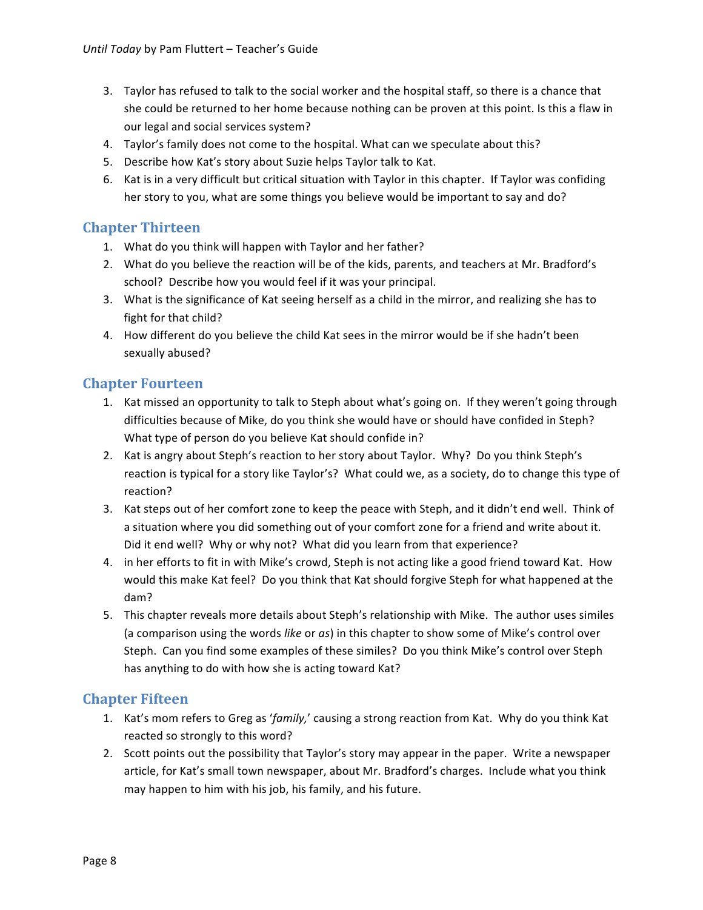3. Taylor has refused to talk to the social worker and the hospital staff, so there is a chance that she could be returned to her home because nothing can be proven at this point. Is this a flaw in our legal and social services system?
4. Taylor's family does not come to the hospital. What can we speculate about this?
5. Describe how Kat's story about Suzie helps Taylor talk to Kat.
6. Kat is in a very difficult but critical situation with Taylor in this chapter. If Taylor was confiding her story to you, what are some things you believe would be important to say and do?

## Chapter Thirteen

1. What do you think will happen with Taylor and her father?
2. What do you believe the reaction will be of the kids, parents, and teachers at Mr. Bradford's school? Describe how you would feel if it was your principal.
3. What is the significance of Kat seeing herself as a child in the mirror, and realizing she has to fight for that child?
4. How different do you believe the child Kat sees in the mirror would be if she hadn't been sexually abused?

## Chapter Fourteen

1. Kat missed an opportunity to talk to Steph about what's going on. If they weren't going through difficulties because of Mike, do you think she would have or should have confided in Steph? What type of person do you believe Kat should confide in?
2. Kat is angry about Steph's reaction to her story about Taylor. Why? Do you think Steph's reaction is typical for a story like Taylor's? What could we, as a society, do to change this type of reaction?
3. Kat steps out of her comfort zone to keep the peace with Steph, and it didn't end well. Think of a situation where you did something out of your comfort zone for a friend and write about it. Did it end well? Why or why not? What did you learn from that experience?
4. in her efforts to fit in with Mike's crowd, Steph is not acting like a good friend toward Kat. How would this make Kat feel? Do you think that Kat should forgive Steph for what happened at the dam?
5. This chapter reveals more details about Steph's relationship with Mike. The author uses similes (a comparison using the words *like* or *as*) in this chapter to show some of Mike's control over Steph. Can you find some examples of these similes? Do you think Mike's control over Steph has anything to do with how she is acting toward Kat?

## Chapter Fifteen

1. Kat's mom refers to Greg as '*family,*' causing a strong reaction from Kat. Why do you think Kat reacted so strongly to this word?
2. Scott points out the possibility that Taylor's story may appear in the paper. Write a newspaper article, for Kat's small town newspaper, about Mr. Bradford's charges. Include what you think may happen to him with his job, his family, and his future.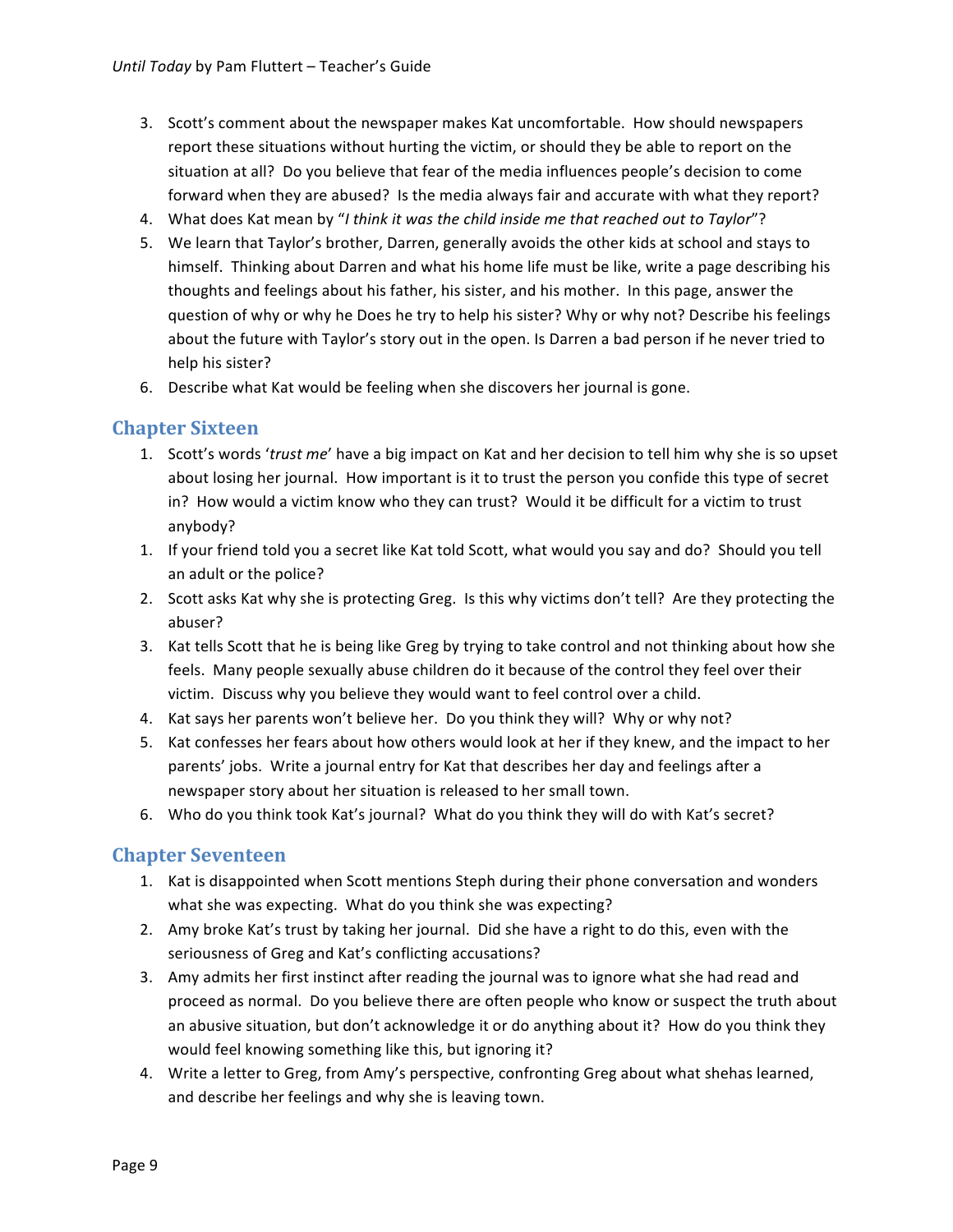3. Scott's comment about the newspaper makes Kat uncomfortable. How should newspapers report these situations without hurting the victim, or should they be able to report on the situation at all? Do you believe that fear of the media influences people's decision to come forward when they are abused? Is the media always fair and accurate with what they report?
4. What does Kat mean by "*I think it was the child inside me that reached out to Taylor*"?
5. We learn that Taylor's brother, Darren, generally avoids the other kids at school and stays to himself. Thinking about Darren and what his home life must be like, write a page describing his thoughts and feelings about his father, his sister, and his mother. In this page, answer the question of why or why he Does he try to help his sister? Why or why not? Describe his feelings about the future with Taylor's story out in the open. Is Darren a bad person if he never tried to help his sister?
6. Describe what Kat would be feeling when she discovers her journal is gone.

## Chapter Sixteen

1. Scott's words '*trust me*' have a big impact on Kat and her decision to tell him why she is so upset about losing her journal. How important is it to trust the person you confide this type of secret in? How would a victim know who they can trust? Would it be difficult for a victim to trust anybody?
1. If your friend told you a secret like Kat told Scott, what would you say and do? Should you tell an adult or the police?
2. Scott asks Kat why she is protecting Greg. Is this why victims don't tell? Are they protecting the abuser?
3. Kat tells Scott that he is being like Greg by trying to take control and not thinking about how she feels. Many people sexually abuse children do it because of the control they feel over their victim. Discuss why you believe they would want to feel control over a child.
4. Kat says her parents won't believe her. Do you think they will? Why or why not?
5. Kat confesses her fears about how others would look at her if they knew, and the impact to her parents' jobs. Write a journal entry for Kat that describes her day and feelings after a newspaper story about her situation is released to her small town.
6. Who do you think took Kat's journal? What do you think they will do with Kat's secret?

## Chapter Seventeen

1. Kat is disappointed when Scott mentions Steph during their phone conversation and wonders what she was expecting. What do you think she was expecting?
2. Amy broke Kat's trust by taking her journal. Did she have a right to do this, even with the seriousness of Greg and Kat's conflicting accusations?
3. Amy admits her first instinct after reading the journal was to ignore what she had read and proceed as normal. Do you believe there are often people who know or suspect the truth about an abusive situation, but don't acknowledge it or do anything about it? How do you think they would feel knowing something like this, but ignoring it?
4. Write a letter to Greg, from Amy's perspective, confronting Greg about what shehas learned, and describe her feelings and why she is leaving town.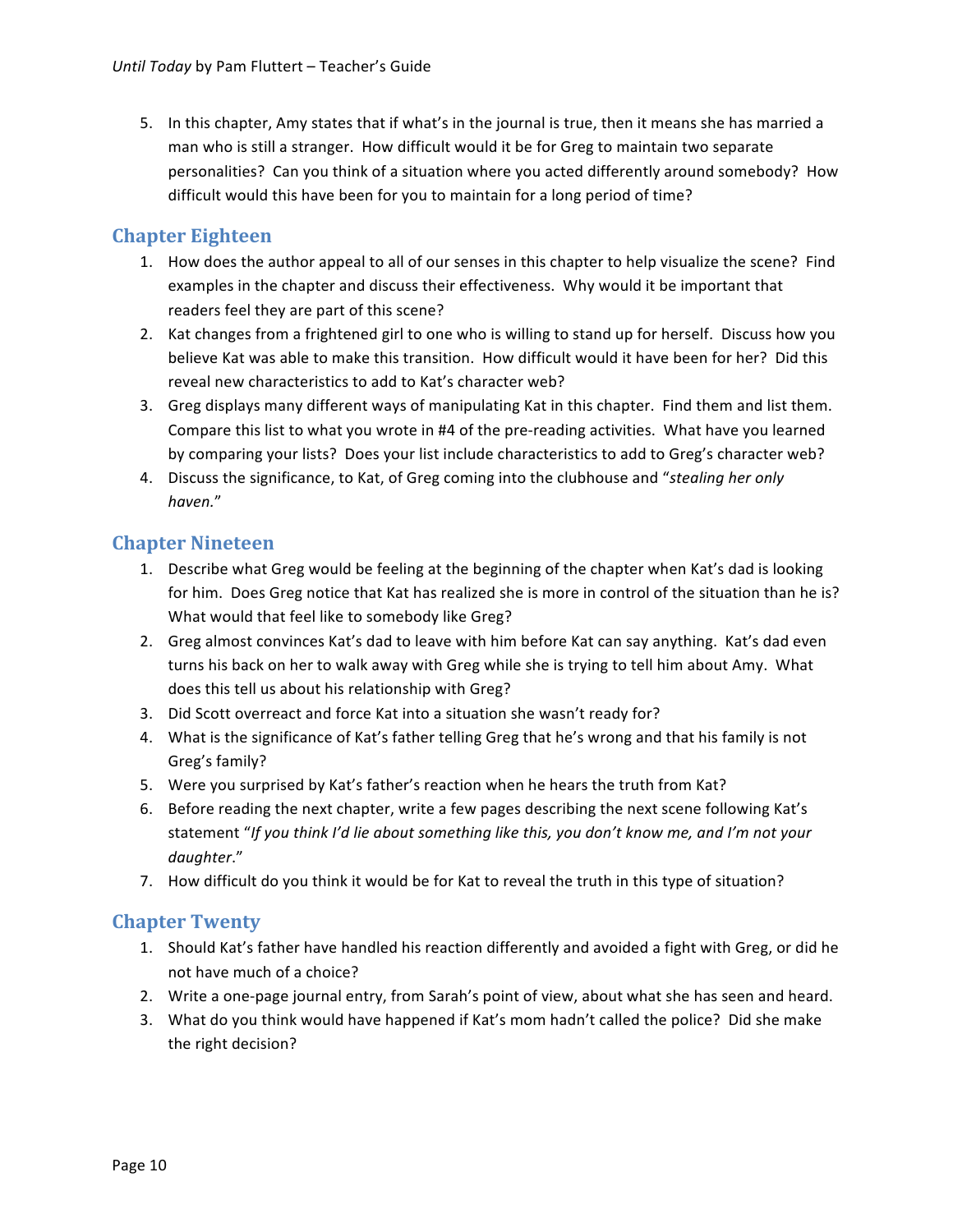5. In this chapter, Amy states that if what's in the journal is true, then it means she has married a man who is still a stranger. How difficult would it be for Greg to maintain two separate personalities? Can you think of a situation where you acted differently around somebody? How difficult would this have been for you to maintain for a long period of time?

## Chapter Eighteen

1. How does the author appeal to all of our senses in this chapter to help visualize the scene? Find examples in the chapter and discuss their effectiveness. Why would it be important that readers feel they are part of this scene?
2. Kat changes from a frightened girl to one who is willing to stand up for herself. Discuss how you believe Kat was able to make this transition. How difficult would it have been for her? Did this reveal new characteristics to add to Kat's character web?
3. Greg displays many different ways of manipulating Kat in this chapter. Find them and list them. Compare this list to what you wrote in #4 of the pre-reading activities. What have you learned by comparing your lists? Does your list include characteristics to add to Greg's character web?
4. Discuss the significance, to Kat, of Greg coming into the clubhouse and "*stealing her only haven.*"

## Chapter Nineteen

1. Describe what Greg would be feeling at the beginning of the chapter when Kat's dad is looking for him. Does Greg notice that Kat has realized she is more in control of the situation than he is? What would that feel like to somebody like Greg?
2. Greg almost convinces Kat's dad to leave with him before Kat can say anything. Kat's dad even turns his back on her to walk away with Greg while she is trying to tell him about Amy. What does this tell us about his relationship with Greg?
3. Did Scott overreact and force Kat into a situation she wasn't ready for?
4. What is the significance of Kat's father telling Greg that he's wrong and that his family is not Greg's family?
5. Were you surprised by Kat's father's reaction when he hears the truth from Kat?
6. Before reading the next chapter, write a few pages describing the next scene following Kat's statement "*If you think I'd lie about something like this, you don't know me, and I'm not your daughter*."
7. How difficult do you think it would be for Kat to reveal the truth in this type of situation?

## Chapter Twenty

1. Should Kat's father have handled his reaction differently and avoided a fight with Greg, or did he not have much of a choice?
2. Write a one-page journal entry, from Sarah's point of view, about what she has seen and heard.
3. What do you think would have happened if Kat's mom hadn't called the police? Did she make the right decision?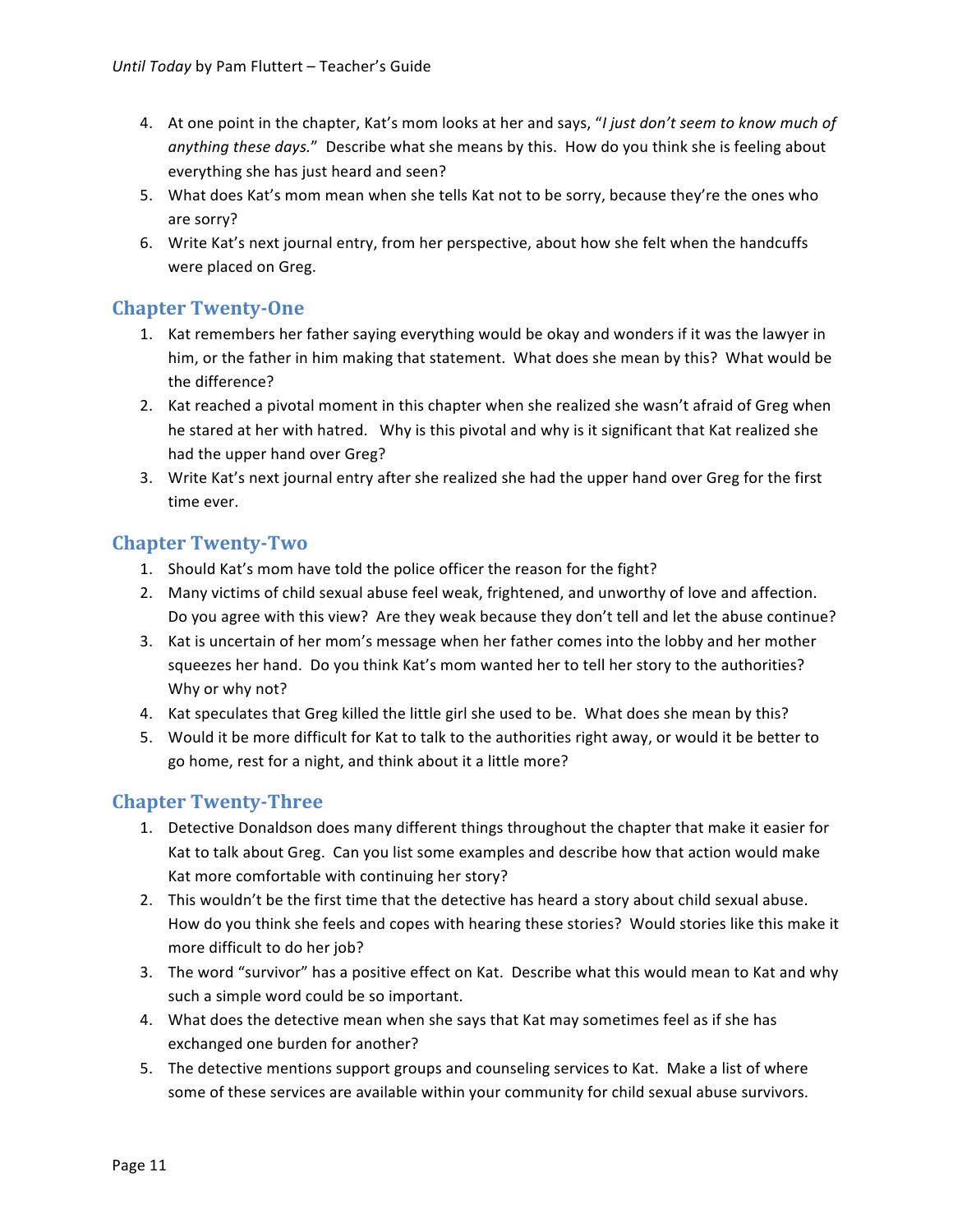4. At one point in the chapter, Kat's mom looks at her and says, "*I just don't seem to know much of anything these days.*" Describe what she means by this. How do you think she is feeling about everything she has just heard and seen?
5. What does Kat's mom mean when she tells Kat not to be sorry, because they're the ones who are sorry?
6. Write Kat's next journal entry, from her perspective, about how she felt when the handcuffs were placed on Greg.

## Chapter Twenty-One

1. Kat remembers her father saying everything would be okay and wonders if it was the lawyer in him, or the father in him making that statement. What does she mean by this? What would be the difference?
2. Kat reached a pivotal moment in this chapter when she realized she wasn't afraid of Greg when he stared at her with hatred. Why is this pivotal and why is it significant that Kat realized she had the upper hand over Greg?
3. Write Kat's next journal entry after she realized she had the upper hand over Greg for the first time ever.

## Chapter Twenty-Two

1. Should Kat's mom have told the police officer the reason for the fight?
2. Many victims of child sexual abuse feel weak, frightened, and unworthy of love and affection. Do you agree with this view? Are they weak because they don't tell and let the abuse continue?
3. Kat is uncertain of her mom's message when her father comes into the lobby and her mother squeezes her hand. Do you think Kat's mom wanted her to tell her story to the authorities? Why or why not?
4. Kat speculates that Greg killed the little girl she used to be. What does she mean by this?
5. Would it be more difficult for Kat to talk to the authorities right away, or would it be better to go home, rest for a night, and think about it a little more?

## Chapter Twenty-Three

1. Detective Donaldson does many different things throughout the chapter that make it easier for Kat to talk about Greg. Can you list some examples and describe how that action would make Kat more comfortable with continuing her story?
2. This wouldn't be the first time that the detective has heard a story about child sexual abuse. How do you think she feels and copes with hearing these stories? Would stories like this make it more difficult to do her job?
3. The word "survivor" has a positive effect on Kat. Describe what this would mean to Kat and why such a simple word could be so important.
4. What does the detective mean when she says that Kat may sometimes feel as if she has exchanged one burden for another?
5. The detective mentions support groups and counseling services to Kat. Make a list of where some of these services are available within your community for child sexual abuse survivors.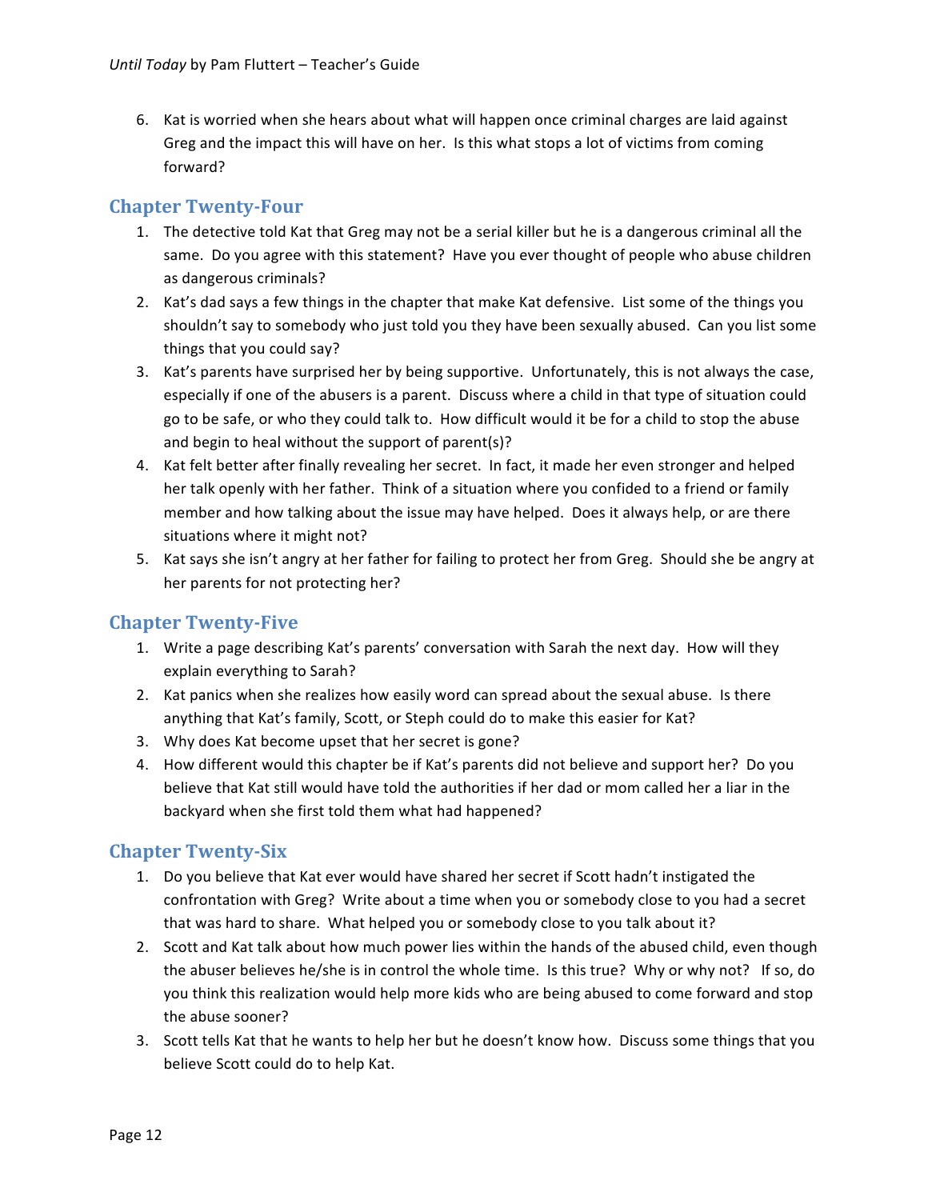6. Kat is worried when she hears about what will happen once criminal charges are laid against Greg and the impact this will have on her. Is this what stops a lot of victims from coming forward?

## Chapter Twenty-Four

1. The detective told Kat that Greg may not be a serial killer but he is a dangerous criminal all the same. Do you agree with this statement? Have you ever thought of people who abuse children as dangerous criminals?
2. Kat's dad says a few things in the chapter that make Kat defensive. List some of the things you shouldn't say to somebody who just told you they have been sexually abused. Can you list some things that you could say?
3. Kat's parents have surprised her by being supportive. Unfortunately, this is not always the case, especially if one of the abusers is a parent. Discuss where a child in that type of situation could go to be safe, or who they could talk to. How difficult would it be for a child to stop the abuse and begin to heal without the support of parent(s)?
4. Kat felt better after finally revealing her secret. In fact, it made her even stronger and helped her talk openly with her father. Think of a situation where you confided to a friend or family member and how talking about the issue may have helped. Does it always help, or are there situations where it might not?
5. Kat says she isn't angry at her father for failing to protect her from Greg. Should she be angry at her parents for not protecting her?

## Chapter Twenty-Five

1. Write a page describing Kat's parents' conversation with Sarah the next day. How will they explain everything to Sarah?
2. Kat panics when she realizes how easily word can spread about the sexual abuse. Is there anything that Kat's family, Scott, or Steph could do to make this easier for Kat?
3. Why does Kat become upset that her secret is gone?
4. How different would this chapter be if Kat's parents did not believe and support her? Do you believe that Kat still would have told the authorities if her dad or mom called her a liar in the backyard when she first told them what had happened?

## Chapter Twenty-Six

1. Do you believe that Kat ever would have shared her secret if Scott hadn't instigated the confrontation with Greg? Write about a time when you or somebody close to you had a secret that was hard to share. What helped you or somebody close to you talk about it?
2. Scott and Kat talk about how much power lies within the hands of the abused child, even though the abuser believes he/she is in control the whole time. Is this true? Why or why not? If so, do you think this realization would help more kids who are being abused to come forward and stop the abuse sooner?
3. Scott tells Kat that he wants to help her but he doesn't know how. Discuss some things that you believe Scott could do to help Kat.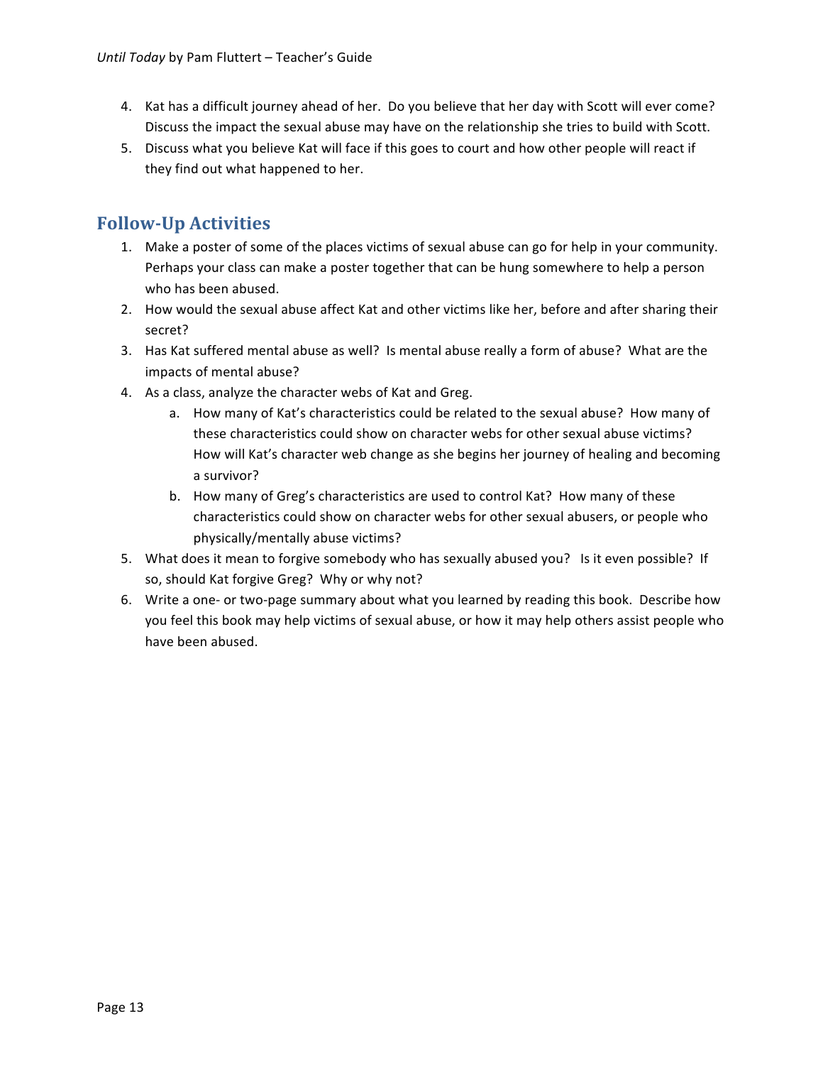4. Kat has a difficult journey ahead of her. Do you believe that her day with Scott will ever come? Discuss the impact the sexual abuse may have on the relationship she tries to build with Scott.
5. Discuss what you believe Kat will face if this goes to court and how other people will react if they find out what happened to her.

## Follow-Up Activities

1. Make a poster of some of the places victims of sexual abuse can go for help in your community. Perhaps your class can make a poster together that can be hung somewhere to help a person who has been abused.
2. How would the sexual abuse affect Kat and other victims like her, before and after sharing their secret?
3. Has Kat suffered mental abuse as well? Is mental abuse really a form of abuse? What are the impacts of mental abuse?
4. As a class, analyze the character webs of Kat and Greg.
   a. How many of Kat's characteristics could be related to the sexual abuse? How many of these characteristics could show on character webs for other sexual abuse victims? How will Kat's character web change as she begins her journey of healing and becoming a survivor?
   b. How many of Greg's characteristics are used to control Kat? How many of these characteristics could show on character webs for other sexual abusers, or people who physically/mentally abuse victims?
5. What does it mean to forgive somebody who has sexually abused you? Is it even possible? If so, should Kat forgive Greg? Why or why not?
6. Write a one- or two-page summary about what you learned by reading this book. Describe how you feel this book may help victims of sexual abuse, or how it may help others assist people who have been abused.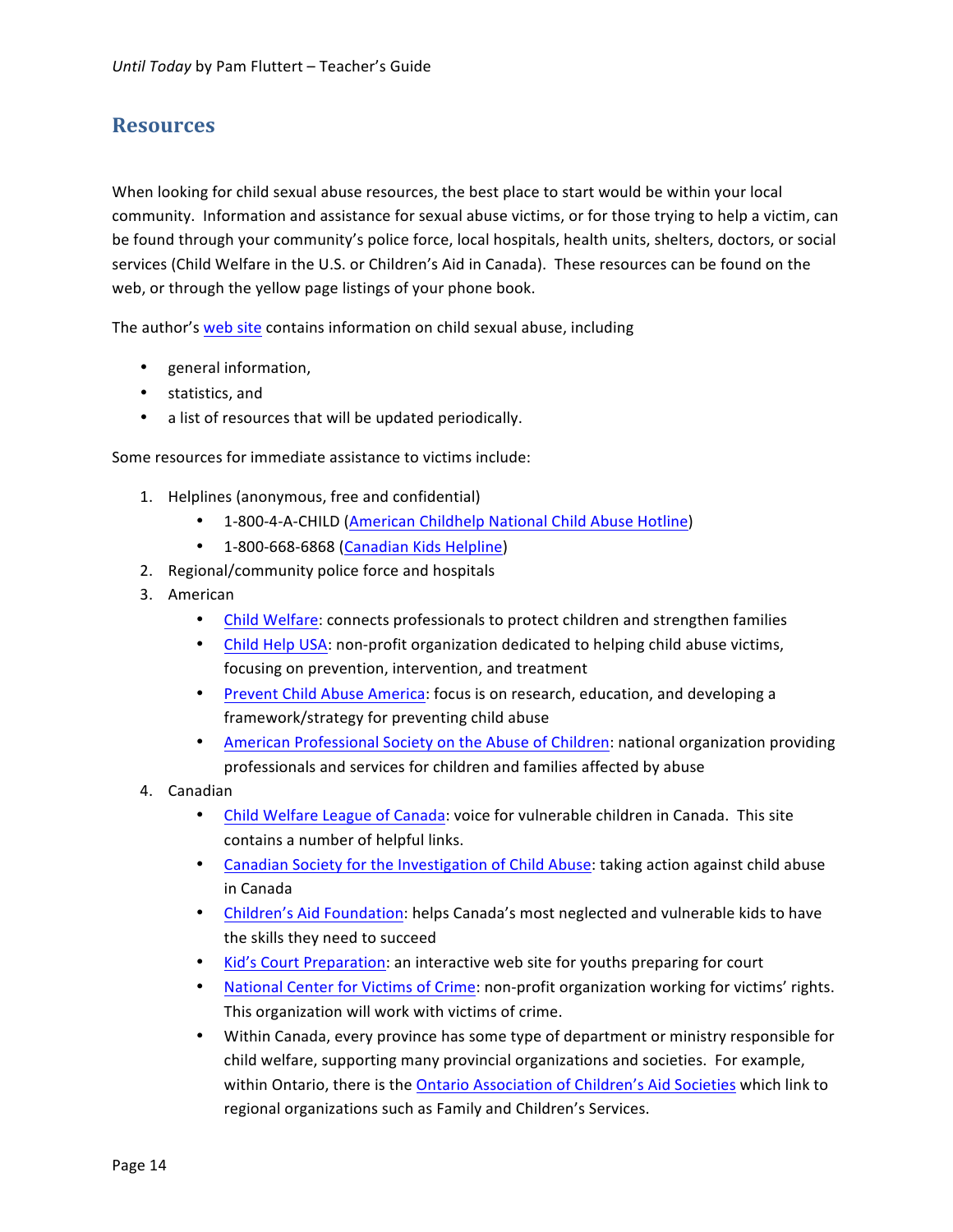## Resources

When looking for child sexual abuse resources, the best place to start would be within your local community. Information and assistance for sexual abuse victims, or for those trying to help a victim, can be found through your community's police force, local hospitals, health units, shelters, doctors, or social services (Child Welfare in the U.S. or Children's Aid in Canada). These resources can be found on the web, or through the yellow page listings of your phone book.

The author's web site contains information on child sexual abuse, including

- general information,
- statistics, and
- a list of resources that will be updated periodically.

Some resources for immediate assistance to victims include:

1. Helplines (anonymous, free and confidential)
   - 1-800-4-A-CHILD (American Childhelp National Child Abuse Hotline)
   - 1-800-668-6868 (Canadian Kids Helpline)
2. Regional/community police force and hospitals
3. American
   - Child Welfare: connects professionals to protect children and strengthen families
   - Child Help USA: non-profit organization dedicated to helping child abuse victims, focusing on prevention, intervention, and treatment
   - Prevent Child Abuse America: focus is on research, education, and developing a framework/strategy for preventing child abuse
   - American Professional Society on the Abuse of Children: national organization providing professionals and services for children and families affected by abuse
4. Canadian
   - Child Welfare League of Canada: voice for vulnerable children in Canada. This site contains a number of helpful links.
   - Canadian Society for the Investigation of Child Abuse: taking action against child abuse in Canada
   - Children's Aid Foundation: helps Canada's most neglected and vulnerable kids to have the skills they need to succeed
   - Kid's Court Preparation: an interactive web site for youths preparing for court
   - National Center for Victims of Crime: non-profit organization working for victims' rights. This organization will work with victims of crime.
   - Within Canada, every province has some type of department or ministry responsible for child welfare, supporting many provincial organizations and societies. For example, within Ontario, there is the Ontario Association of Children's Aid Societies which link to regional organizations such as Family and Children's Services.